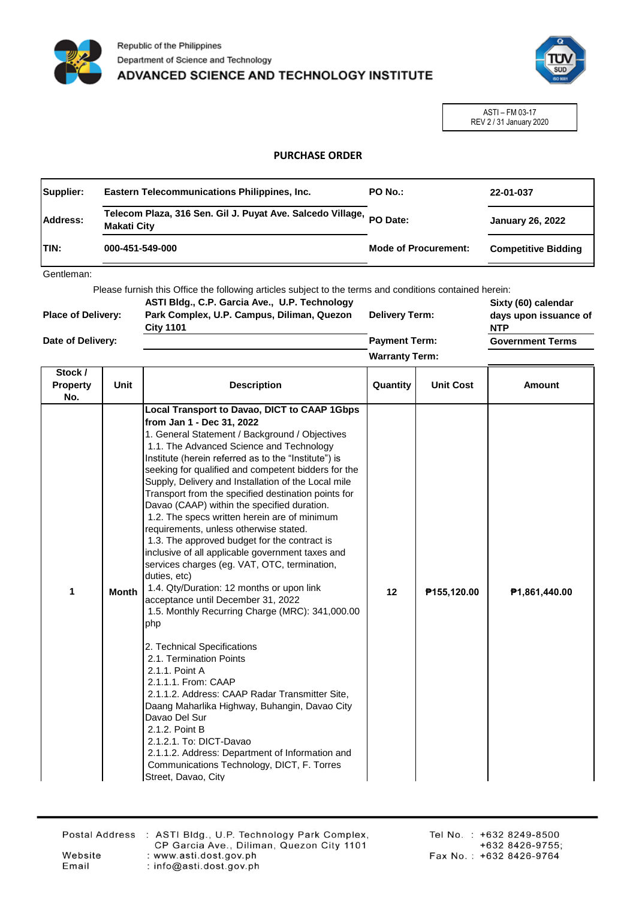Republic of the Philippines
Department of Science and Technology
**ADVANCED SCIENCE AND TECHNOLOGY INSTITUTE**

ASTI – FM 03-17
REV 2 / 31 January 2020

## PURCHASE ORDER

| | | | |
|---|---|---|---|
| **Supplier:** | **Eastern Telecommunications Philippines, Inc.** | **PO No.:** | **22-01-037** |
| **Address:** | **Telecom Plaza, 316 Sen. Gil J. Puyat Ave. Salcedo Village, Makati City** | **PO Date:** | **January 26, 2022** |
| **TIN:** | **000-451-549-000** | **Mode of Procurement:** | **Competitive Bidding** |

Gentleman:

Please furnish this Office the following articles subject to the terms and conditions contained herein:

| | | | |
|---|---|---|---|
| **Place of Delivery:** | **ASTI Bldg., C.P. Garcia Ave., U.P. Technology Park Complex, U.P. Campus, Diliman, Quezon City 1101** | **Delivery Term:** | **Sixty (60) calendar days upon issuance of NTP** |
| **Date of Delivery:** | | **Payment Term:** | **Government Terms** |
| | | **Warranty Term:** | |

| Stock / Property No. | Unit | Description | Quantity | Unit Cost | Amount |
|---|---|---|---|---|---|
| 1 | Month | **Local Transport to Davao, DICT to CAAP 1Gbps from Jan 1 - Dec 31, 2022**<br>1. General Statement / Background / Objectives<br>1.1. The Advanced Science and Technology Institute (herein referred as to the "Institute") is seeking for qualified and competent bidders for the Supply, Delivery and Installation of the Local mile Transport from the specified destination points for Davao (CAAP) within the specified duration.<br>1.2. The specs written herein are of minimum requirements, unless otherwise stated.<br>1.3. The approved budget for the contract is inclusive of all applicable government taxes and services charges (eg. VAT, OTC, termination, duties, etc)<br>1.4. Qty/Duration: 12 months or upon link acceptance until December 31, 2022<br>1.5. Monthly Recurring Charge (MRC): 341,000.00 php<br><br>2. Technical Specifications<br>2.1. Termination Points<br>2.1.1. Point A<br>2.1.1.1. From: CAAP<br>2.1.1.2. Address: CAAP Radar Transmitter Site, Daang Maharlika Highway, Buhangin, Davao City Davao Del Sur<br>2.1.2. Point B<br>2.1.2.1. To: DICT-Davao<br>2.1.1.2. Address: Department of Information and Communications Technology, DICT, F. Torres Street, Davao, City | 12 | ₱155,120.00 | ₱1,861,440.00 |

Postal Address : ASTI Bldg., U.P. Technology Park Complex, CP Garcia Ave., Diliman, Quezon City 1101
Website : www.asti.dost.gov.ph
Email : info@asti.dost.gov.ph
Tel No. : +632 8249-8500, +632 8426-9755;
Fax No. : +632 8426-9764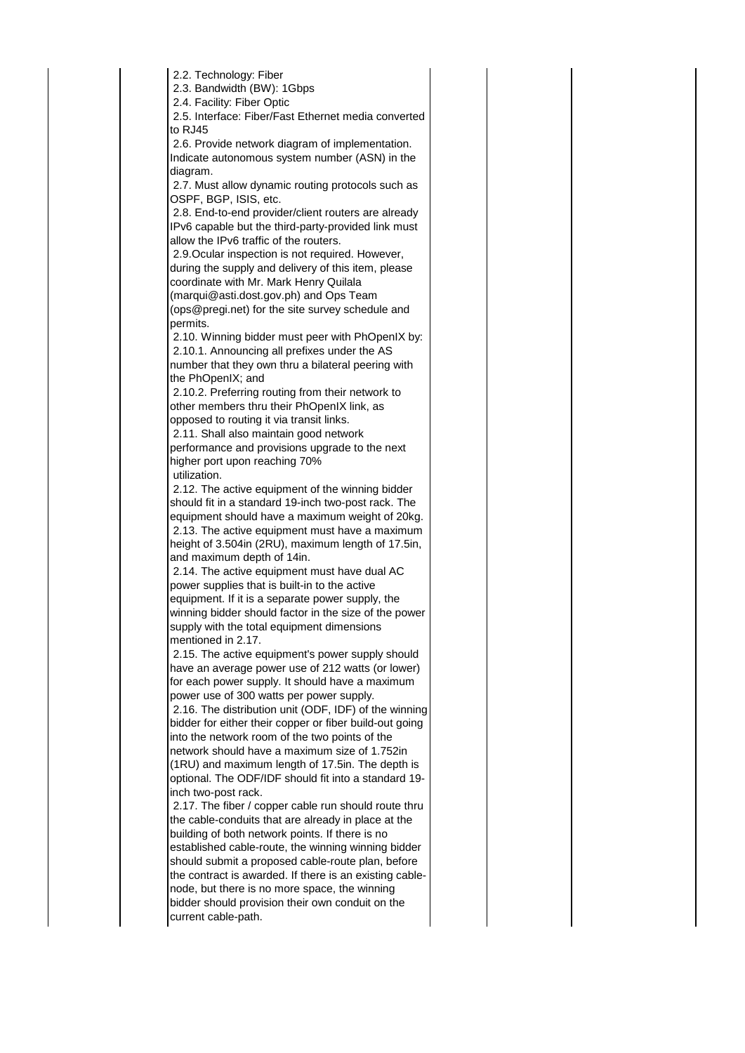| | | | | | |
|---|---|---|---|---|---|
| | | 2.2. Technology: Fiber<br>2.3. Bandwidth (BW): 1Gbps<br>2.4. Facility: Fiber Optic<br>2.5. Interface: Fiber/Fast Ethernet media converted to RJ45<br>2.6. Provide network diagram of implementation. Indicate autonomous system number (ASN) in the diagram.<br>2.7. Must allow dynamic routing protocols such as OSPF, BGP, ISIS, etc.<br>2.8. End-to-end provider/client routers are already IPv6 capable but the third-party-provided link must allow the IPv6 traffic of the routers.<br>2.9.Ocular inspection is not required. However, during the supply and delivery of this item, please coordinate with Mr. Mark Henry Quilala (marqui@asti.dost.gov.ph) and Ops Team (ops@pregi.net) for the site survey schedule and permits.<br>2.10. Winning bidder must peer with PhOpenIX by:<br>2.10.1. Announcing all prefixes under the AS number that they own thru a bilateral peering with the PhOpenIX; and<br>2.10.2. Preferring routing from their network to other members thru their PhOpenIX link, as opposed to routing it via transit links.<br>2.11. Shall also maintain good network performance and provisions upgrade to the next higher port upon reaching 70% utilization.<br>2.12. The active equipment of the winning bidder should fit in a standard 19-inch two-post rack. The equipment should have a maximum weight of 20kg.<br>2.13. The active equipment must have a maximum height of 3.504in (2RU), maximum length of 17.5in, and maximum depth of 14in.<br>2.14. The active equipment must have dual AC power supplies that is built-in to the active equipment. If it is a separate power supply, the winning bidder should factor in the size of the power supply with the total equipment dimensions mentioned in 2.17.<br>2.15. The active equipment's power supply should have an average power use of 212 watts (or lower) for each power supply. It should have a maximum power use of 300 watts per power supply.<br>2.16. The distribution unit (ODF, IDF) of the winning bidder for either their copper or fiber build-out going into the network room of the two points of the network should have a maximum size of 1.752in (1RU) and maximum length of 17.5in. The depth is optional. The ODF/IDF should fit into a standard 19-inch two-post rack.<br>2.17. The fiber / copper cable run should route thru the cable-conduits that are already in place at the building of both network points. If there is no established cable-route, the winning winning bidder should submit a proposed cable-route plan, before the contract is awarded. If there is an existing cable-node, but there is no more space, the winning bidder should provision their own conduit on the current cable-path. | | | |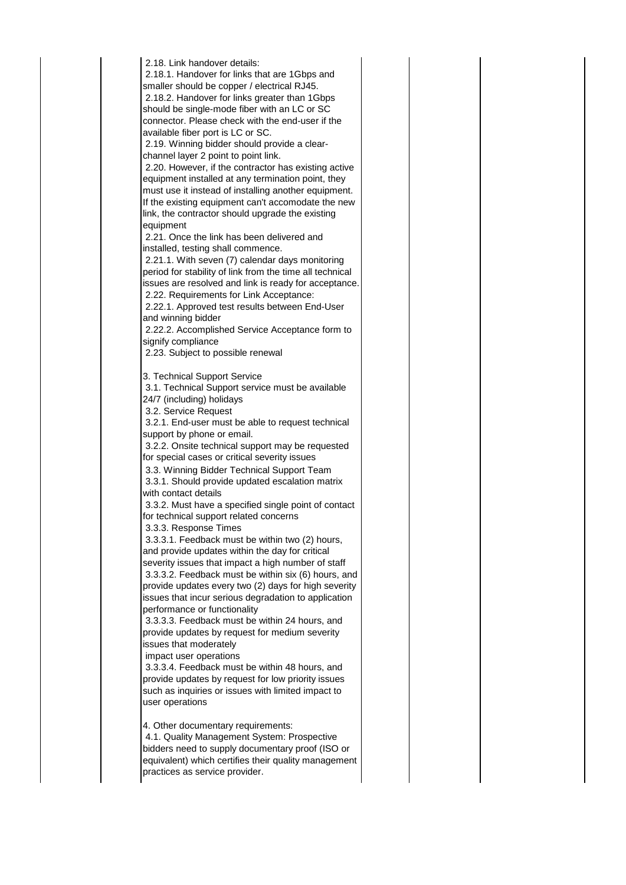2.18. Link handover details:

2.18.1. Handover for links that are 1Gbps and smaller should be copper / electrical RJ45.

2.18.2. Handover for links greater than 1Gbps should be single-mode fiber with an LC or SC connector. Please check with the end-user if the available fiber port is LC or SC.

2.19. Winning bidder should provide a clear-channel layer 2 point to point link.

2.20. However, if the contractor has existing active equipment installed at any termination point, they must use it instead of installing another equipment. If the existing equipment can't accomodate the new link, the contractor should upgrade the existing equipment

2.21. Once the link has been delivered and installed, testing shall commence.

2.21.1. With seven (7) calendar days monitoring period for stability of link from the time all technical issues are resolved and link is ready for acceptance.

2.22. Requirements for Link Acceptance:

2.22.1. Approved test results between End-User and winning bidder

2.22.2. Accomplished Service Acceptance form to signify compliance

2.23. Subject to possible renewal

3. Technical Support Service

3.1. Technical Support service must be available 24/7 (including) holidays

3.2. Service Request

3.2.1. End-user must be able to request technical support by phone or email.

3.2.2. Onsite technical support may be requested for special cases or critical severity issues

3.3. Winning Bidder Technical Support Team

3.3.1. Should provide updated escalation matrix with contact details

3.3.2. Must have a specified single point of contact for technical support related concerns

3.3.3. Response Times

3.3.3.1. Feedback must be within two (2) hours, and provide updates within the day for critical severity issues that impact a high number of staff

3.3.3.2. Feedback must be within six (6) hours, and provide updates every two (2) days for high severity issues that incur serious degradation to application performance or functionality

3.3.3.3. Feedback must be within 24 hours, and provide updates by request for medium severity issues that moderately impact user operations

3.3.3.4. Feedback must be within 48 hours, and provide updates by request for low priority issues such as inquiries or issues with limited impact to user operations

4. Other documentary requirements:

4.1. Quality Management System: Prospective bidders need to supply documentary proof (ISO or equivalent) which certifies their quality management practices as service provider.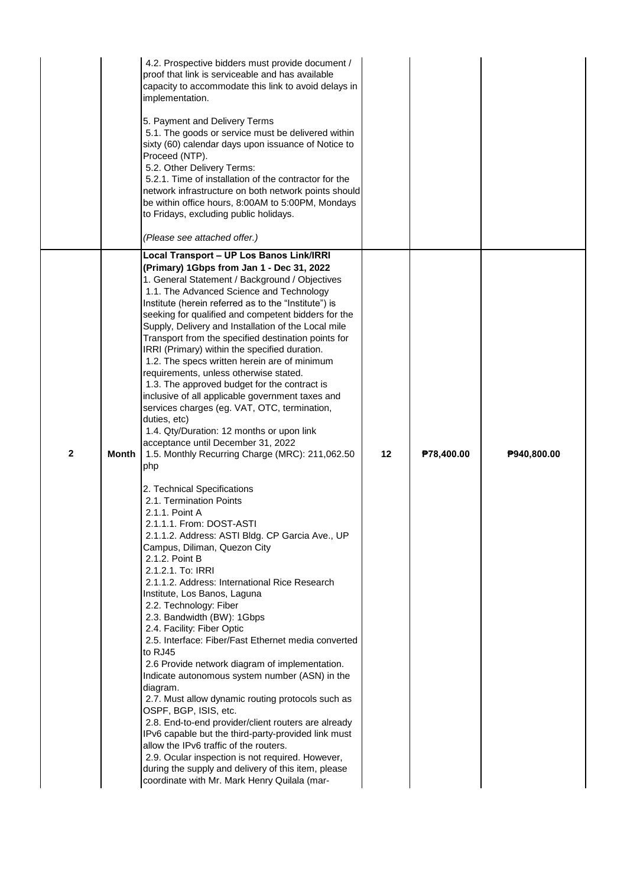| | | | | | |
|---|---|---|---|---|---|
| | | 4.2. Prospective bidders must provide document / proof that link is serviceable and has available capacity to accommodate this link to avoid delays in implementation.<br><br>5. Payment and Delivery Terms<br>5.1. The goods or service must be delivered within sixty (60) calendar days upon issuance of Notice to Proceed (NTP).<br>5.2. Other Delivery Terms:<br>5.2.1. Time of installation of the contractor for the network infrastructure on both network points should be within office hours, 8:00AM to 5:00PM, Mondays to Fridays, excluding public holidays.<br><br>*(Please see attached offer.)* | | | |
| **2** | **Month** | **Local Transport – UP Los Banos Link/IRRI (Primary) 1Gbps from Jan 1 - Dec 31, 2022**<br>1. General Statement / Background / Objectives<br>1.1. The Advanced Science and Technology Institute (herein referred as to the "Institute") is seeking for qualified and competent bidders for the Supply, Delivery and Installation of the Local mile Transport from the specified destination points for IRRI (Primary) within the specified duration.<br>1.2. The specs written herein are of minimum requirements, unless otherwise stated.<br>1.3. The approved budget for the contract is inclusive of all applicable government taxes and services charges (eg. VAT, OTC, termination, duties, etc)<br>1.4. Qty/Duration: 12 months or upon link acceptance until December 31, 2022<br>1.5. Monthly Recurring Charge (MRC): 211,062.50 php<br><br>2. Technical Specifications<br>2.1. Termination Points<br>2.1.1. Point A<br>2.1.1.1. From: DOST-ASTI<br>2.1.1.2. Address: ASTI Bldg. CP Garcia Ave., UP Campus, Diliman, Quezon City<br>2.1.2. Point B<br>2.1.2.1. To: IRRI<br>2.1.1.2. Address: International Rice Research Institute, Los Banos, Laguna<br>2.2. Technology: Fiber<br>2.3. Bandwidth (BW): 1Gbps<br>2.4. Facility: Fiber Optic<br>2.5. Interface: Fiber/Fast Ethernet media converted to RJ45<br>2.6 Provide network diagram of implementation. Indicate autonomous system number (ASN) in the diagram.<br>2.7. Must allow dynamic routing protocols such as OSPF, BGP, ISIS, etc.<br>2.8. End-to-end provider/client routers are already IPv6 capable but the third-party-provided link must allow the IPv6 traffic of the routers.<br>2.9. Ocular inspection is not required. However, during the supply and delivery of this item, please coordinate with Mr. Mark Henry Quilala (mar- | 12 | ₱78,400.00 | ₱940,800.00 |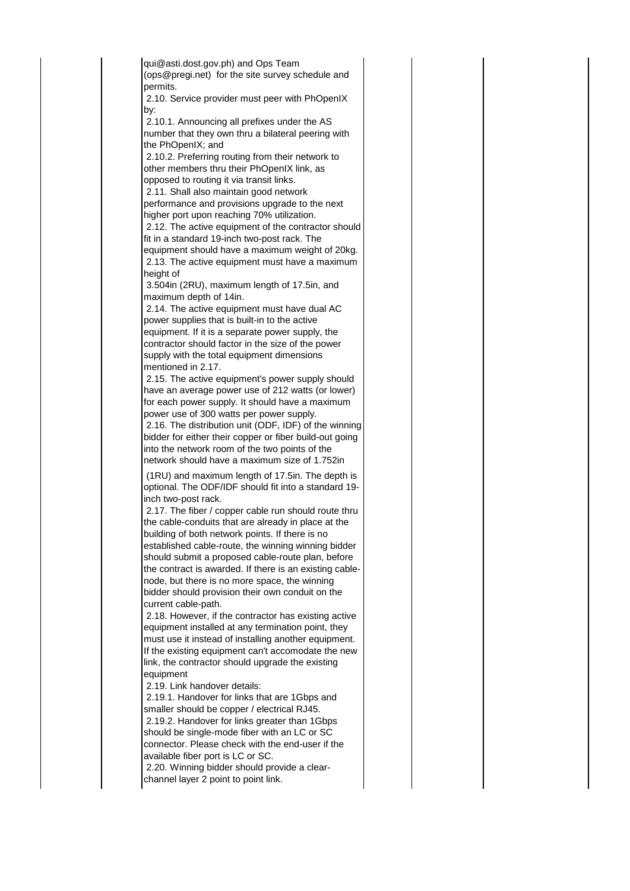qui@asti.dost.gov.ph) and Ops Team (ops@pregi.net) for the site survey schedule and permits.

2.10. Service provider must peer with PhOpenIX by:

2.10.1. Announcing all prefixes under the AS number that they own thru a bilateral peering with the PhOpenIX; and

2.10.2. Preferring routing from their network to other members thru their PhOpenIX link, as opposed to routing it via transit links.

2.11. Shall also maintain good network performance and provisions upgrade to the next higher port upon reaching 70% utilization.

2.12. The active equipment of the contractor should fit in a standard 19-inch two-post rack. The equipment should have a maximum weight of 20kg.

2.13. The active equipment must have a maximum height of 3.504in (2RU), maximum length of 17.5in, and maximum depth of 14in.

2.14. The active equipment must have dual AC power supplies that is built-in to the active equipment. If it is a separate power supply, the contractor should factor in the size of the power supply with the total equipment dimensions mentioned in 2.17.

2.15. The active equipment's power supply should have an average power use of 212 watts (or lower) for each power supply. It should have a maximum power use of 300 watts per power supply.

2.16. The distribution unit (ODF, IDF) of the winning bidder for either their copper or fiber build-out going into the network room of the two points of the network should have a maximum size of 1.752in (1RU) and maximum length of 17.5in. The depth is optional. The ODF/IDF should fit into a standard 19-inch two-post rack.

2.17. The fiber / copper cable run should route thru the cable-conduits that are already in place at the building of both network points. If there is no established cable-route, the winning winning bidder should submit a proposed cable-route plan, before the contract is awarded. If there is an existing cable-node, but there is no more space, the winning bidder should provision their own conduit on the current cable-path.

2.18. However, if the contractor has existing active equipment installed at any termination point, they must use it instead of installing another equipment. If the existing equipment can't accomodate the new link, the contractor should upgrade the existing equipment

2.19. Link handover details:

2.19.1. Handover for links that are 1Gbps and smaller should be copper / electrical RJ45.

2.19.2. Handover for links greater than 1Gbps should be single-mode fiber with an LC or SC connector. Please check with the end-user if the available fiber port is LC or SC.

2.20. Winning bidder should provide a clear-channel layer 2 point to point link.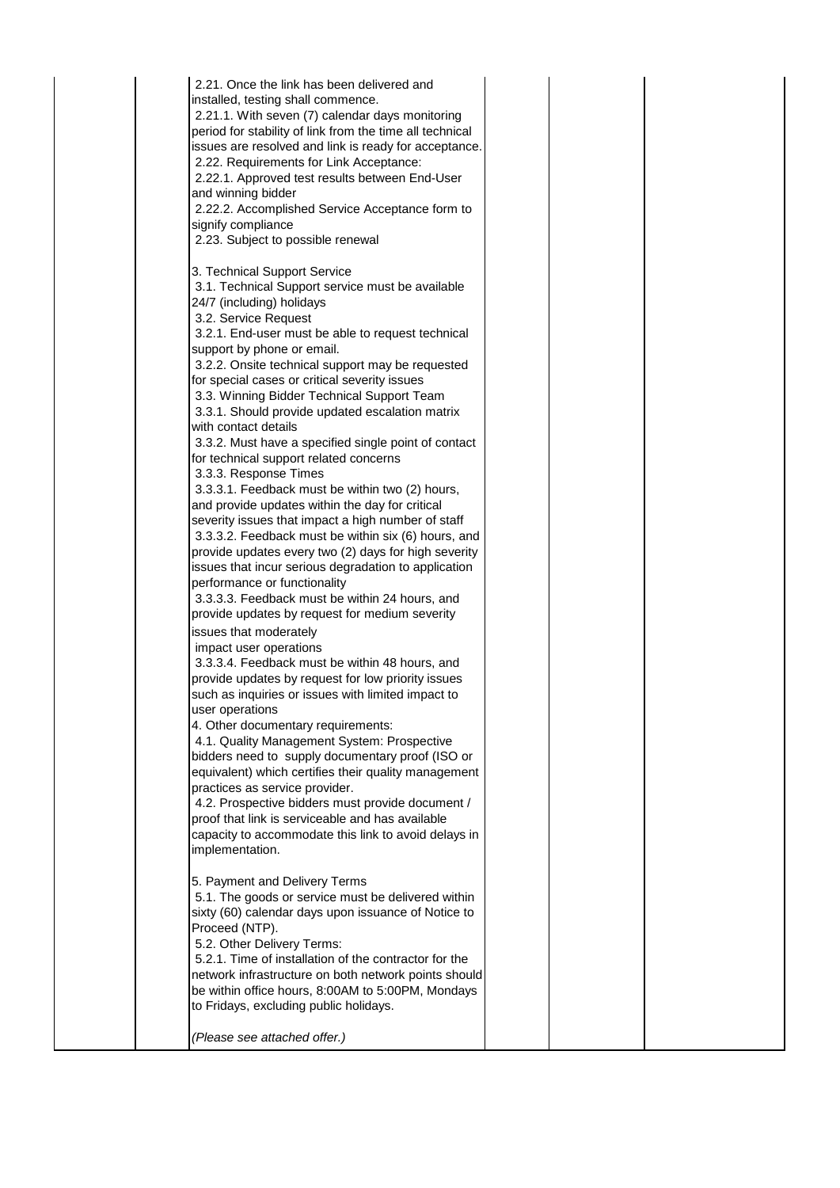| | | | | | |
|---|---|---|---|---|---|
| | | 2.21. Once the link has been delivered and installed, testing shall commence.<br>2.21.1. With seven (7) calendar days monitoring period for stability of link from the time all technical issues are resolved and link is ready for acceptance.<br>2.22. Requirements for Link Acceptance:<br>2.22.1. Approved test results between End-User and winning bidder<br>2.22.2. Accomplished Service Acceptance form to signify compliance<br>2.23. Subject to possible renewal<br><br>3. Technical Support Service<br>3.1. Technical Support service must be available 24/7 (including) holidays<br>3.2. Service Request<br>3.2.1. End-user must be able to request technical support by phone or email.<br>3.2.2. Onsite technical support may be requested for special cases or critical severity issues<br>3.3. Winning Bidder Technical Support Team<br>3.3.1. Should provide updated escalation matrix with contact details<br>3.3.2. Must have a specified single point of contact for technical support related concerns<br>3.3.3. Response Times<br>3.3.3.1. Feedback must be within two (2) hours, and provide updates within the day for critical severity issues that impact a high number of staff<br>3.3.3.2. Feedback must be within six (6) hours, and provide updates every two (2) days for high severity issues that incur serious degradation to application performance or functionality<br>3.3.3.3. Feedback must be within 24 hours, and provide updates by request for medium severity issues that moderately impact user operations<br>3.3.3.4. Feedback must be within 48 hours, and provide updates by request for low priority issues such as inquiries or issues with limited impact to user operations<br>4. Other documentary requirements:<br>4.1. Quality Management System: Prospective bidders need to supply documentary proof (ISO or equivalent) which certifies their quality management practices as service provider.<br>4.2. Prospective bidders must provide document / proof that link is serviceable and has available capacity to accommodate this link to avoid delays in implementation.<br><br>5. Payment and Delivery Terms<br>5.1. The goods or service must be delivered within sixty (60) calendar days upon issuance of Notice to Proceed (NTP).<br>5.2. Other Delivery Terms:<br>5.2.1. Time of installation of the contractor for the network infrastructure on both network points should be within office hours, 8:00AM to 5:00PM, Mondays to Fridays, excluding public holidays.<br><br>*(Please see attached offer.)* | | | |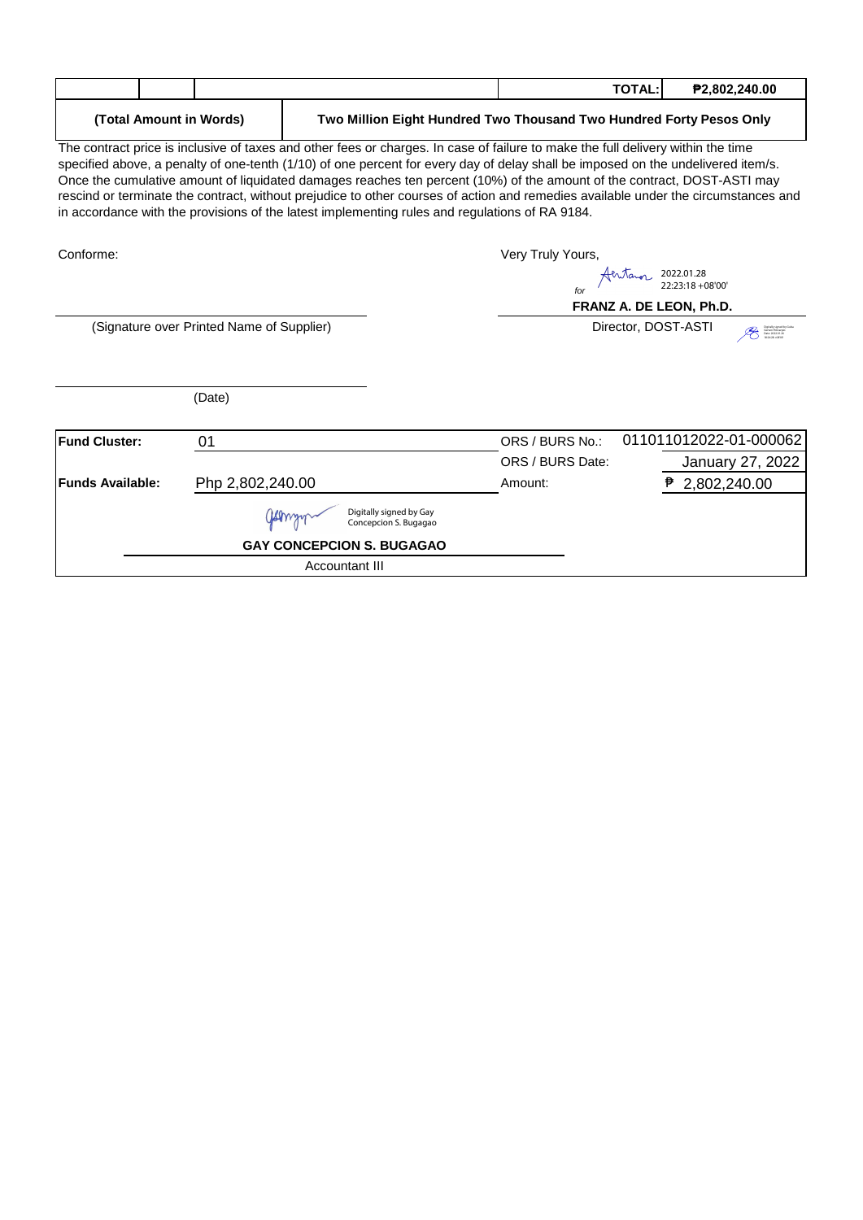| | | | TOTAL: | ₱2,802,240.00 |
|---|---|---|---|---|
| **(Total Amount in Words)** | | **Two Million Eight Hundred Two Thousand Two Hundred Forty Pesos Only** | | |

The contract price is inclusive of taxes and other fees or charges. In case of failure to make the full delivery within the time specified above, a penalty of one-tenth (1/10) of one percent for every day of delay shall be imposed on the undelivered item/s. Once the cumulative amount of liquidated damages reaches ten percent (10%) of the amount of the contract, DOST-ASTI may rescind or terminate the contract, without prejudice to other courses of action and remedies available under the circumstances and in accordance with the provisions of the latest implementing rules and regulations of RA 9184.

Conforme:

(Signature over Printed Name of Supplier)

(Date)

Very Truly Yours,

for 2022.01.28 22:23:18 +08'00'

**FRANZ A. DE LEON, Ph.D.**

Director, DOST-ASTI

| | | | |
|---|---|---|---|
| **Fund Cluster:** | 01 | ORS / BURS No.: | 011011012022-01-000062 |
| | | ORS / BURS Date: | January 27, 2022 |
| **Funds Available:** | Php 2,802,240.00 | Amount: | ₱ 2,802,240.00 |

Digitally signed by Gay Concepcion S. Bugagao

**GAY CONCEPCION S. BUGAGAO**

Accountant III